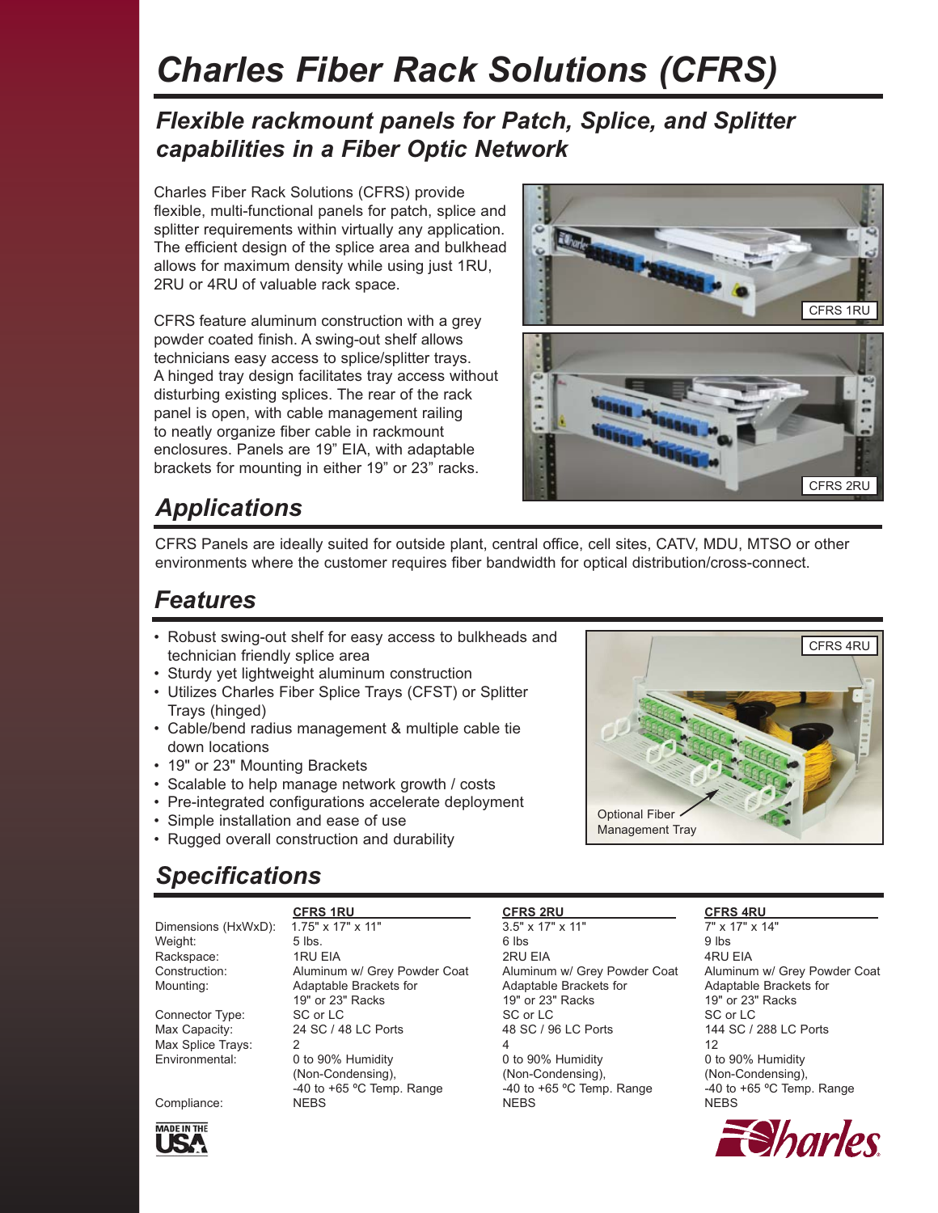# Charles Fiber Rack Solutions (CFRS)

## *Flexible rackmount panels for Patch, Splice, and Splitter capabilities in a Fiber Optic Network*

Charles Fiber Rack Solutions (CFRS) provide flexible, multi-functional panels for patch, splice and splitter requirements within virtually any application. The efficient design of the splice area and bulkhead allows for maximum density while using just 1RU, 2RU or 4RU of valuable rack space.

CFRS feature aluminum construction with a grey powder coated finish. A swing-out shelf allows technicians easy access to splice/splitter trays. A hinged tray design facilitates tray access without disturbing existing splices. The rear of the rack panel is open, with cable management railing to neatly organize fiber cable in rackmount enclosures. Panels are 19" EIA, with adaptable brackets for mounting in either 19" or 23" racks.

CFRS 1RU

CFRS 2RU

## Applications

CFRS Panels are ideally suited for outside plant, central office, cell sites, CATV, MDU, MTSO or other environments where the customer requires fiber bandwidth for optical distribution/cross-connect.

## Features

- Robust swing-out shelf for easy access to bulkheads and technician friendly splice area
- Sturdy yet lightweight aluminum construction
- Utilizes Charles Fiber Splice Trays (CFST) or Splitter Trays (hinged)
- Cable/bend radius management & multiple cable tie down locations
- 19" or 23" Mounting Brackets
- Scalable to help manage network growth / costs
- Pre-integrated configurations accelerate deployment
- Simple installation and ease of use
- Rugged overall construction and durability

CFRS 4RU

Optional Fiber Management Tray

## Specifications

| | CFRS 1RU | CFRS 2RU | CFRS 4RU |
|---|---|---|---|
| Dimensions (HxWxD): | 1.75" x 17" x 11" | 3.5" x 17" x 11" | 7" x 17" x 14" |
| Weight: | 5 lbs. | 6 lbs | 9 lbs |
| Rackspace: | 1RU EIA | 2RU EIA | 4RU EIA |
| Construction: | Aluminum w/ Grey Powder Coat | Aluminum w/ Grey Powder Coat | Aluminum w/ Grey Powder Coat |
| Mounting: | Adaptable Brackets for 19" or 23" Racks | Adaptable Brackets for 19" or 23" Racks | Adaptable Brackets for 19" or 23" Racks |
| Connector Type: | SC or LC | SC or LC | SC or LC |
| Max Capacity: | 24 SC / 48 LC Ports | 48 SC / 96 LC Ports | 144 SC / 288 LC Ports |
| Max Splice Trays: | 2 | 4 | 12 |
| Environmental: | 0 to 90% Humidity (Non-Condensing), -40 to +65 ºC Temp. Range | 0 to 90% Humidity (Non-Condensing), -40 to +65 ºC Temp. Range | 0 to 90% Humidity (Non-Condensing), -40 to +65 ºC Temp. Range |
| Compliance: | NEBS | NEBS | NEBS |

MADE IN THE USA

Charles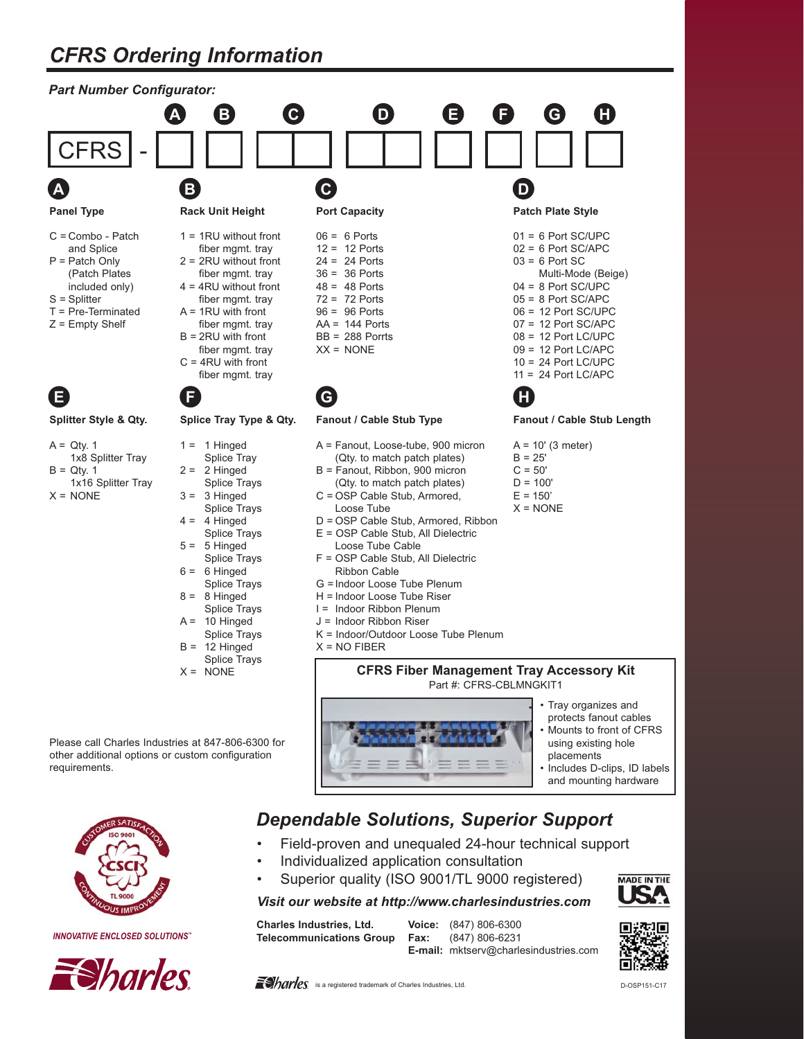# CFRS Ordering Information

***Part Number Configurator:***

CFRS - [A] [B] [C C] [D D] [E] [F] [G] [H]

### A — Panel Type

C = Combo - Patch and Splice
P = Patch Only (Patch Plates included only)
S = Splitter
T = Pre-Terminated
Z = Empty Shelf

### B — Rack Unit Height

1 = 1RU without front fiber mgmt. tray
2 = 2RU without front fiber mgmt. tray
4 = 4RU without front fiber mgmt. tray
A = 1RU with front fiber mgmt. tray
B = 2RU with front fiber mgmt. tray
C = 4RU with front fiber mgmt. tray

### C — Port Capacity

06 = 6 Ports
12 = 12 Ports
24 = 24 Ports
36 = 36 Ports
48 = 48 Ports
72 = 72 Ports
96 = 96 Ports
AA = 144 Ports
BB = 288 Porrts
XX = NONE

### D — Patch Plate Style

01 = 6 Port SC/UPC
02 = 6 Port SC/APC
03 = 6 Port SC Multi-Mode (Beige)
04 = 8 Port SC/UPC
05 = 8 Port SC/APC
06 = 12 Port SC/UPC
07 = 12 Port SC/APC
08 = 12 Port LC/UPC
09 = 12 Port LC/APC
10 = 24 Port LC/UPC
11 = 24 Port LC/APC

### E — Splitter Style & Qty.

A = Qty. 1 1x8 Splitter Tray
B = Qty. 1 1x16 Splitter Tray
X = NONE

### F — Splice Tray Type & Qty.

1 = 1 Hinged Splice Tray
2 = 2 Hinged Splice Trays
3 = 3 Hinged Splice Trays
4 = 4 Hinged Splice Trays
5 = 5 Hinged Splice Trays
6 = 6 Hinged Splice Trays
8 = 8 Hinged Splice Trays
A = 10 Hinged Splice Trays
B = 12 Hinged Splice Trays
X = NONE

### G — Fanout / Cable Stub Type

A = Fanout, Loose-tube, 900 micron (Qty. to match patch plates)
B = Fanout, Ribbon, 900 micron (Qty. to match patch plates)
C = OSP Cable Stub, Armored, Loose Tube
D = OSP Cable Stub, Armored, Ribbon
E = OSP Cable Stub, All Dielectric Loose Tube Cable
F = OSP Cable Stub, All Dielectric Ribbon Cable
G = Indoor Loose Tube Plenum
H = Indoor Loose Tube Riser
I = Indoor Ribbon Plenum
J = Indoor Ribbon Riser
K = Indoor/Outdoor Loose Tube Plenum
X = NO FIBER

### H — Fanout / Cable Stub Length

A = 10' (3 meter)
B = 25'
C = 50'
D = 100'
E = 150'
X = NONE

Please call Charles Industries at 847-806-6300 for other additional options or custom configuration requirements.

### CFRS Fiber Management Tray Accessory Kit

Part #: CFRS-CBLMNGKIT1

- Tray organizes and protects fanout cables
- Mounts to front of CFRS using existing hole placements
- Includes D-clips, ID labels and mounting hardware

CUSTOMER SATISFACTION ISO 9001 CSCI TL 9000 CONTINUOUS IMPROVEMENT

*INNOVATIVE ENCLOSED SOLUTIONS™*

Charles

## *Dependable Solutions, Superior Support*

- Field-proven and unequaled 24-hour technical support
- Individualized application consultation
- Superior quality (ISO 9001/TL 9000 registered)

***Visit our website at http://www.charlesindustries.com***

MADE IN THE USA

**Charles Industries, Ltd.**
**Telecommunications Group**

**Voice:** (847) 806-6300
**Fax:** (847) 806-6231
**E-mail:** mktserv@charlesindustries.com

Charles is a registered trademark of Charles Industries, Ltd.

D-OSP151-C17